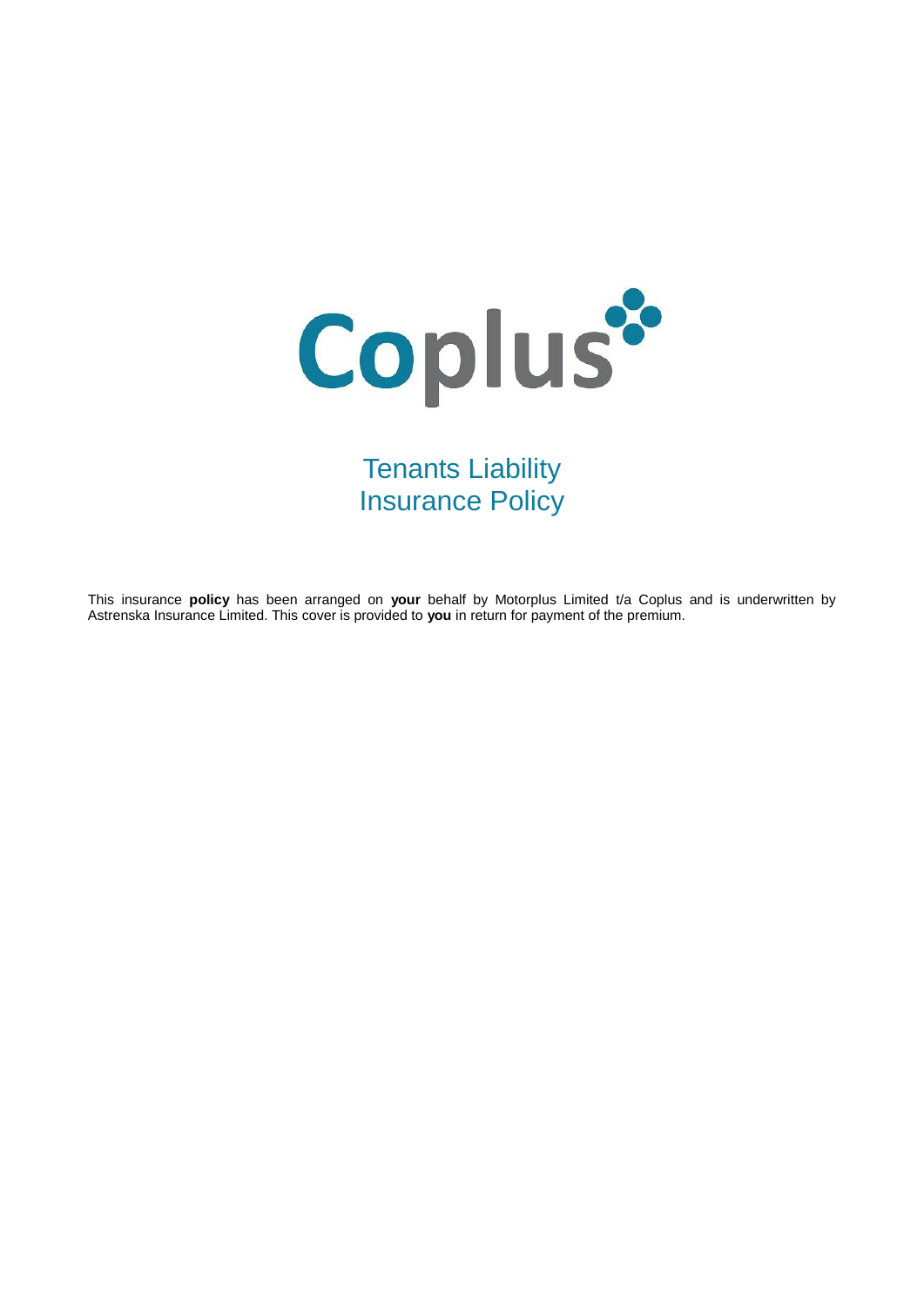Coplus

# Tenants Liability Insurance Policy

This insurance **policy** has been arranged on **your** behalf by Motorplus Limited t/a Coplus and is underwritten by Astrenska Insurance Limited. This cover is provided to **you** in return for payment of the premium.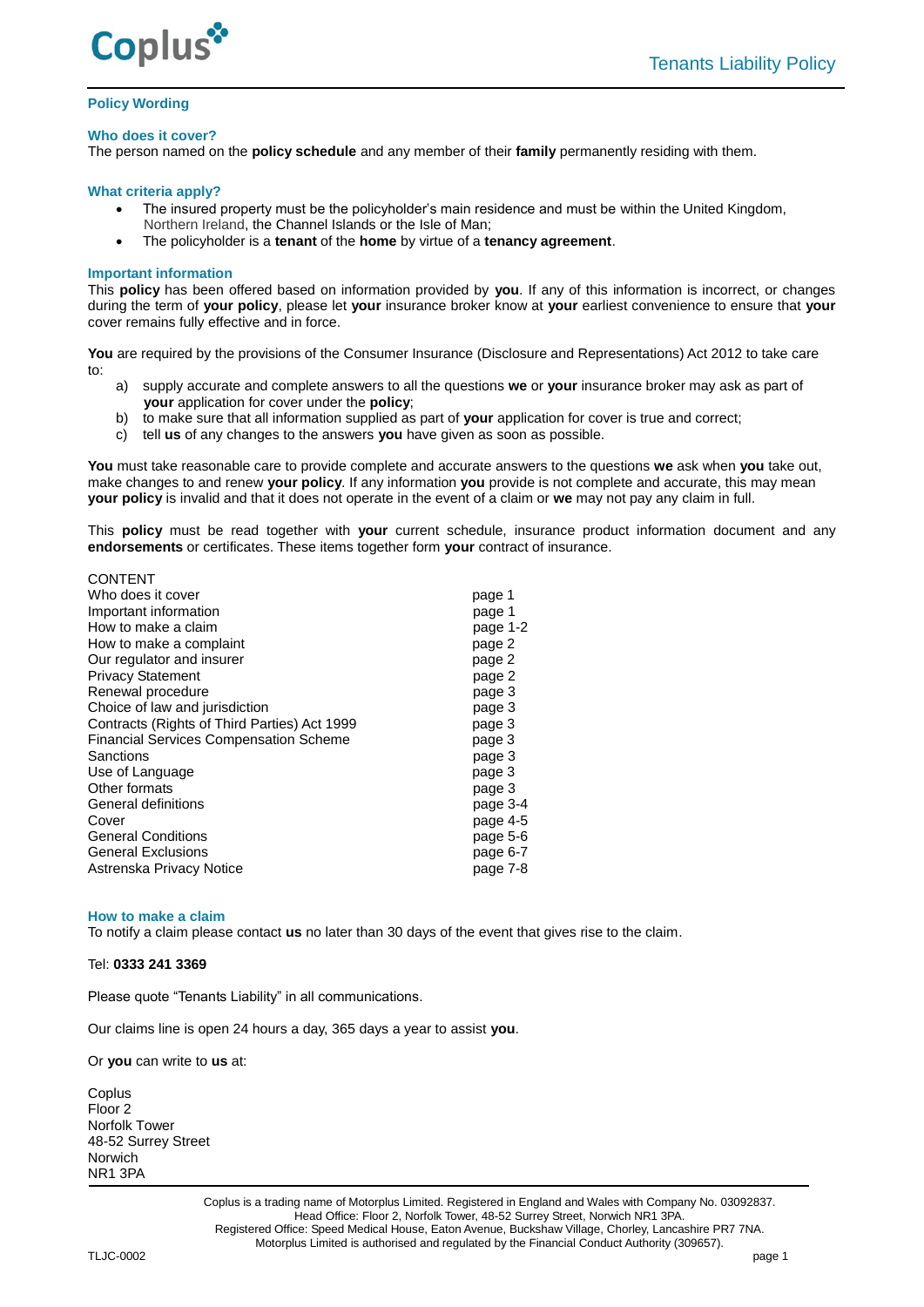## Policy Wording

### Who does it cover?

The person named on the **policy schedule** and any member of their **family** permanently residing with them.

### What criteria apply?

- The insured property must be the policyholder's main residence and must be within the United Kingdom, Northern Ireland, the Channel Islands or the Isle of Man;
- The policyholder is a **tenant** of the **home** by virtue of a **tenancy agreement**.

### Important information

This **policy** has been offered based on information provided by **you**. If any of this information is incorrect, or changes during the term of **your policy**, please let **your** insurance broker know at **your** earliest convenience to ensure that **your** cover remains fully effective and in force.

**You** are required by the provisions of the Consumer Insurance (Disclosure and Representations) Act 2012 to take care to:

a) supply accurate and complete answers to all the questions **we** or **your** insurance broker may ask as part of **your** application for cover under the **policy**;
b) to make sure that all information supplied as part of **your** application for cover is true and correct;
c) tell **us** of any changes to the answers **you** have given as soon as possible.

**You** must take reasonable care to provide complete and accurate answers to the questions **we** ask when **you** take out, make changes to and renew **your policy**. If any information **you** provide is not complete and accurate, this may mean **your policy** is invalid and that it does not operate in the event of a claim or **we** may not pay any claim in full.

This **policy** must be read together with **your** current schedule, insurance product information document and any **endorsements** or certificates. These items together form **your** contract of insurance.

CONTENT

| | |
|---|---|
| Who does it cover | page 1 |
| Important information | page 1 |
| How to make a claim | page 1-2 |
| How to make a complaint | page 2 |
| Our regulator and insurer | page 2 |
| Privacy Statement | page 2 |
| Renewal procedure | page 3 |
| Choice of law and jurisdiction | page 3 |
| Contracts (Rights of Third Parties) Act 1999 | page 3 |
| Financial Services Compensation Scheme | page 3 |
| Sanctions | page 3 |
| Use of Language | page 3 |
| Other formats | page 3 |
| General definitions | page 3-4 |
| Cover | page 4-5 |
| General Conditions | page 5-6 |
| General Exclusions | page 6-7 |
| Astrenska Privacy Notice | page 7-8 |

### How to make a claim

To notify a claim please contact **us** no later than 30 days of the event that gives rise to the claim.

Tel: **0333 241 3369**

Please quote "Tenants Liability" in all communications.

Our claims line is open 24 hours a day, 365 days a year to assist **you**.

Or **you** can write to **us** at:

Coplus
Floor 2
Norfolk Tower
48-52 Surrey Street
Norwich
NR1 3PA

Coplus is a trading name of Motorplus Limited. Registered in England and Wales with Company No. 03092837.
Head Office: Floor 2, Norfolk Tower, 48-52 Surrey Street, Norwich NR1 3PA.
Registered Office: Speed Medical House, Eaton Avenue, Buckshaw Village, Chorley, Lancashire PR7 7NA.
Motorplus Limited is authorised and regulated by the Financial Conduct Authority (309657).

TLJC-0002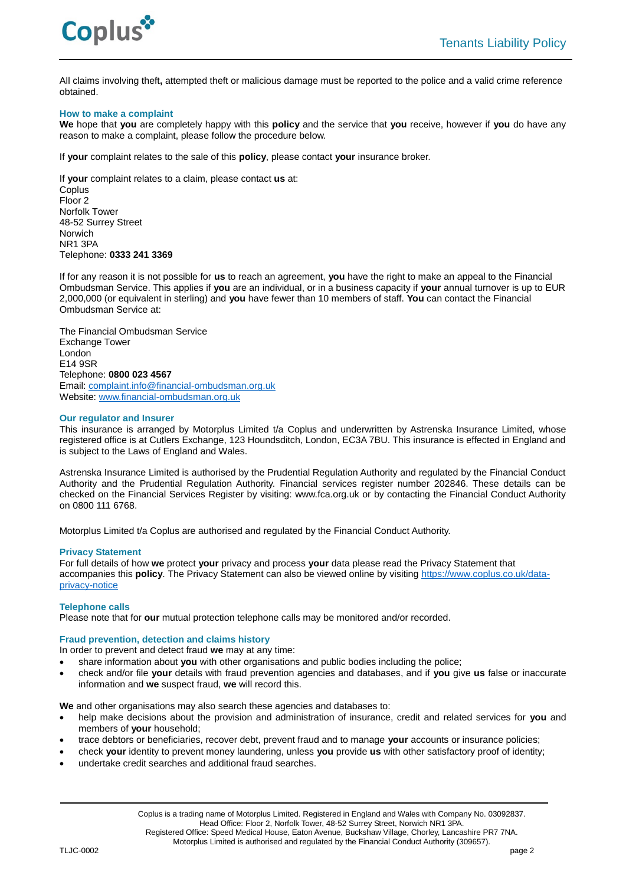All claims involving theft**,** attempted theft or malicious damage must be reported to the police and a valid crime reference obtained.

## How to make a complaint

**We** hope that **you** are completely happy with this **policy** and the service that **you** receive, however if **you** do have any reason to make a complaint, please follow the procedure below.

If **your** complaint relates to the sale of this **policy**, please contact **your** insurance broker.

If **your** complaint relates to a claim, please contact **us** at:
Coplus
Floor 2
Norfolk Tower
48-52 Surrey Street
Norwich
NR1 3PA
Telephone: **0333 241 3369**

If for any reason it is not possible for **us** to reach an agreement, **you** have the right to make an appeal to the Financial Ombudsman Service. This applies if **you** are an individual, or in a business capacity if **your** annual turnover is up to EUR 2,000,000 (or equivalent in sterling) and **you** have fewer than 10 members of staff. **You** can contact the Financial Ombudsman Service at:

The Financial Ombudsman Service
Exchange Tower
London
E14 9SR
Telephone: **0800 023 4567**
Email: complaint.info@financial-ombudsman.org.uk
Website: www.financial-ombudsman.org.uk

## Our regulator and Insurer

This insurance is arranged by Motorplus Limited t/a Coplus and underwritten by Astrenska Insurance Limited, whose registered office is at Cutlers Exchange, 123 Houndsditch, London, EC3A 7BU. This insurance is effected in England and is subject to the Laws of England and Wales.

Astrenska Insurance Limited is authorised by the Prudential Regulation Authority and regulated by the Financial Conduct Authority and the Prudential Regulation Authority. Financial services register number 202846. These details can be checked on the Financial Services Register by visiting: www.fca.org.uk or by contacting the Financial Conduct Authority on 0800 111 6768.

Motorplus Limited t/a Coplus are authorised and regulated by the Financial Conduct Authority.

## Privacy Statement

For full details of how **we** protect **your** privacy and process **your** data please read the Privacy Statement that accompanies this **policy**. The Privacy Statement can also be viewed online by visiting https://www.coplus.co.uk/data-privacy-notice

## Telephone calls

Please note that for **our** mutual protection telephone calls may be monitored and/or recorded.

## Fraud prevention, detection and claims history

In order to prevent and detect fraud **we** may at any time:

- share information about **you** with other organisations and public bodies including the police;
- check and/or file **your** details with fraud prevention agencies and databases, and if **you** give **us** false or inaccurate information and **we** suspect fraud, **we** will record this.

**We** and other organisations may also search these agencies and databases to:

- help make decisions about the provision and administration of insurance, credit and related services for **you** and members of **your** household;
- trace debtors or beneficiaries, recover debt, prevent fraud and to manage **your** accounts or insurance policies;
- check **your** identity to prevent money laundering, unless **you** provide **us** with other satisfactory proof of identity;
- undertake credit searches and additional fraud searches.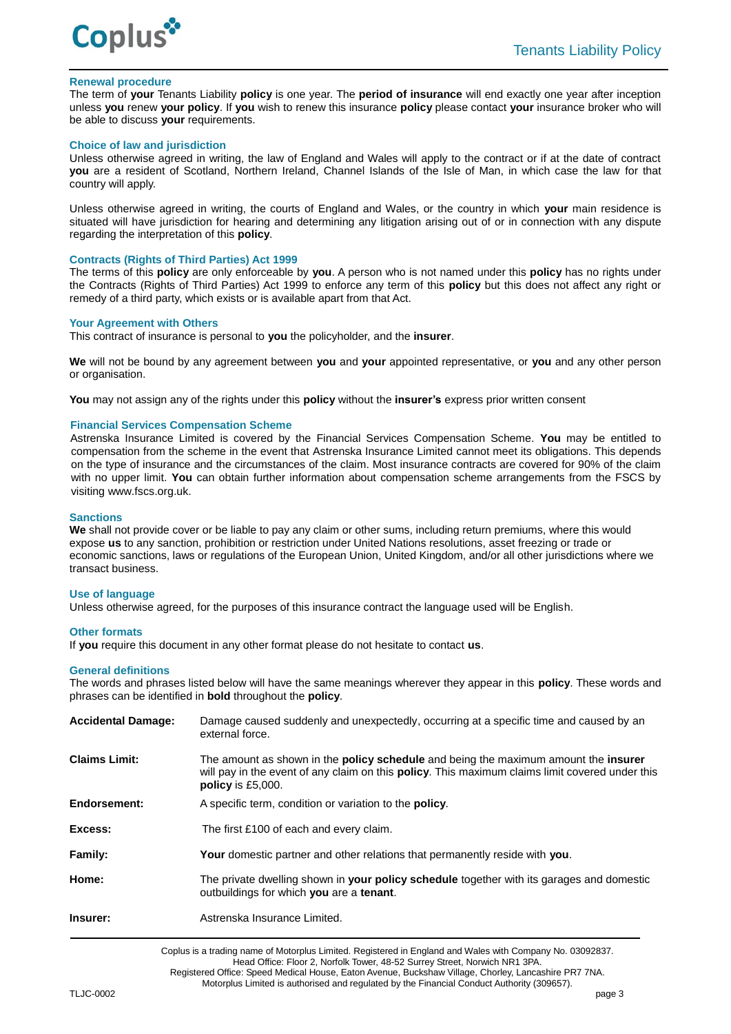## Renewal procedure

The term of **your** Tenants Liability **policy** is one year. The **period of insurance** will end exactly one year after inception unless **you** renew **your policy**. If **you** wish to renew this insurance **policy** please contact **your** insurance broker who will be able to discuss **your** requirements.

## Choice of law and jurisdiction

Unless otherwise agreed in writing, the law of England and Wales will apply to the contract or if at the date of contract **you** are a resident of Scotland, Northern Ireland, Channel Islands of the Isle of Man, in which case the law for that country will apply.

Unless otherwise agreed in writing, the courts of England and Wales, or the country in which **your** main residence is situated will have jurisdiction for hearing and determining any litigation arising out of or in connection with any dispute regarding the interpretation of this **policy**.

## Contracts (Rights of Third Parties) Act 1999

The terms of this **policy** are only enforceable by **you**. A person who is not named under this **policy** has no rights under the Contracts (Rights of Third Parties) Act 1999 to enforce any term of this **policy** but this does not affect any right or remedy of a third party, which exists or is available apart from that Act.

## Your Agreement with Others

This contract of insurance is personal to **you** the policyholder, and the **insurer**.

**We** will not be bound by any agreement between **you** and **your** appointed representative, or **you** and any other person or organisation.

**You** may not assign any of the rights under this **policy** without the **insurer's** express prior written consent

## Financial Services Compensation Scheme

Astrenska Insurance Limited is covered by the Financial Services Compensation Scheme. **You** may be entitled to compensation from the scheme in the event that Astrenska Insurance Limited cannot meet its obligations. This depends on the type of insurance and the circumstances of the claim. Most insurance contracts are covered for 90% of the claim with no upper limit. **You** can obtain further information about compensation scheme arrangements from the FSCS by visiting www.fscs.org.uk.

## Sanctions

**We** shall not provide cover or be liable to pay any claim or other sums, including return premiums, where this would expose **us** to any sanction, prohibition or restriction under United Nations resolutions, asset freezing or trade or economic sanctions, laws or regulations of the European Union, United Kingdom, and/or all other jurisdictions where we transact business.

## Use of language

Unless otherwise agreed, for the purposes of this insurance contract the language used will be English.

## Other formats

If **you** require this document in any other format please do not hesitate to contact **us**.

## General definitions

The words and phrases listed below will have the same meanings wherever they appear in this **policy**. These words and phrases can be identified in **bold** throughout the **policy**.

**Accidental Damage:** Damage caused suddenly and unexpectedly, occurring at a specific time and caused by an external force.

**Claims Limit:** The amount as shown in the **policy schedule** and being the maximum amount the **insurer** will pay in the event of any claim on this **policy**. This maximum claims limit covered under this **policy** is £5,000.

**Endorsement:** A specific term, condition or variation to the **policy**.

**Excess:** The first £100 of each and every claim.

**Family:** **Your** domestic partner and other relations that permanently reside with **you**.

**Home:** The private dwelling shown in **your policy schedule** together with its garages and domestic outbuildings for which **you** are a **tenant**.

**Insurer:** Astrenska Insurance Limited.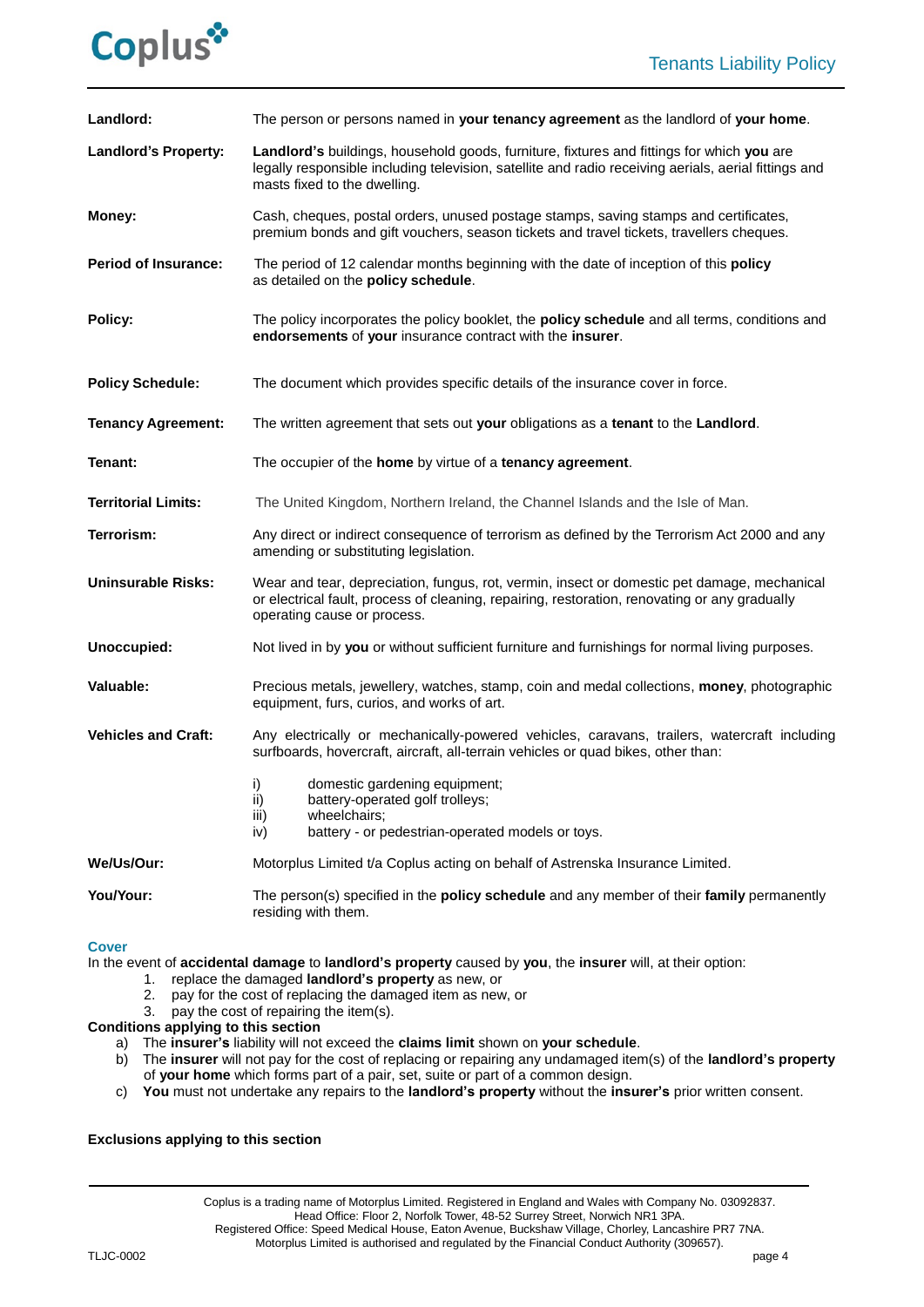| | |
|---|---|
| **Landlord:** | The person or persons named in **your tenancy agreement** as the landlord of **your home**. |
| **Landlord's Property:** | **Landlord's** buildings, household goods, furniture, fixtures and fittings for which **you** are legally responsible including television, satellite and radio receiving aerials, aerial fittings and masts fixed to the dwelling. |
| **Money:** | Cash, cheques, postal orders, unused postage stamps, saving stamps and certificates, premium bonds and gift vouchers, season tickets and travel tickets, travellers cheques. |
| **Period of Insurance:** | The period of 12 calendar months beginning with the date of inception of this **policy** as detailed on the **policy schedule**. |
| **Policy:** | The policy incorporates the policy booklet, the **policy schedule** and all terms, conditions and **endorsements** of **your** insurance contract with the **insurer**. |
| **Policy Schedule:** | The document which provides specific details of the insurance cover in force. |
| **Tenancy Agreement:** | The written agreement that sets out **your** obligations as a **tenant** to the **Landlord**. |
| **Tenant:** | The occupier of the **home** by virtue of a **tenancy agreement**. |
| **Territorial Limits:** | The United Kingdom, Northern Ireland, the Channel Islands and the Isle of Man. |
| **Terrorism:** | Any direct or indirect consequence of terrorism as defined by the Terrorism Act 2000 and any amending or substituting legislation. |
| **Uninsurable Risks:** | Wear and tear, depreciation, fungus, rot, vermin, insect or domestic pet damage, mechanical or electrical fault, process of cleaning, repairing, restoration, renovating or any gradually operating cause or process. |
| **Unoccupied:** | Not lived in by **you** or without sufficient furniture and furnishings for normal living purposes. |
| **Valuable:** | Precious metals, jewellery, watches, stamp, coin and medal collections, **money**, photographic equipment, furs, curios, and works of art. |
| **Vehicles and Craft:** | Any electrically or mechanically-powered vehicles, caravans, trailers, watercraft including surfboards, hovercraft, aircraft, all-terrain vehicles or quad bikes, other than:<br>i) domestic gardening equipment;<br>ii) battery-operated golf trolleys;<br>iii) wheelchairs;<br>iv) battery - or pedestrian-operated models or toys. |
| **We/Us/Our:** | Motorplus Limited t/a Coplus acting on behalf of Astrenska Insurance Limited. |
| **You/Your:** | The person(s) specified in the **policy schedule** and any member of their **family** permanently residing with them. |

## Cover

In the event of **accidental damage** to **landlord's property** caused by **you**, the **insurer** will, at their option:

1. replace the damaged **landlord's property** as new, or
2. pay for the cost of replacing the damaged item as new, or
3. pay the cost of repairing the item(s).

**Conditions applying to this section**

a) The **insurer's** liability will not exceed the **claims limit** shown on **your schedule**.
b) The **insurer** will not pay for the cost of replacing or repairing any undamaged item(s) of the **landlord's property** of **your home** which forms part of a pair, set, suite or part of a common design.
c) **You** must not undertake any repairs to the **landlord's property** without the **insurer's** prior written consent.

**Exclusions applying to this section**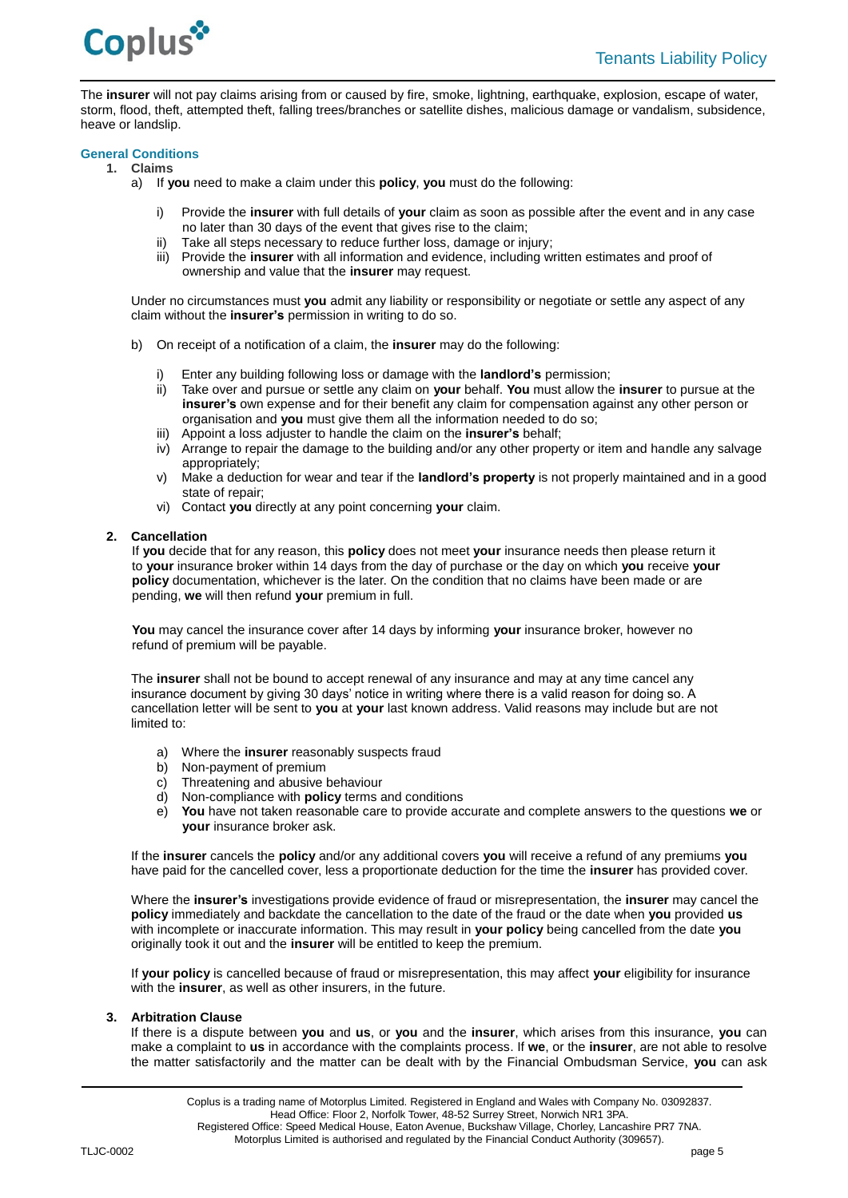The **insurer** will not pay claims arising from or caused by fire, smoke, lightning, earthquake, explosion, escape of water, storm, flood, theft, attempted theft, falling trees/branches or satellite dishes, malicious damage or vandalism, subsidence, heave or landslip.

## General Conditions

1. **Claims**
   a) If **you** need to make a claim under this **policy**, **you** must do the following:

      i) Provide the **insurer** with full details of **your** claim as soon as possible after the event and in any case no later than 30 days of the event that gives rise to the claim;
      ii) Take all steps necessary to reduce further loss, damage or injury;
      iii) Provide the **insurer** with all information and evidence, including written estimates and proof of ownership and value that the **insurer** may request.

   Under no circumstances must **you** admit any liability or responsibility or negotiate or settle any aspect of any claim without the **insurer's** permission in writing to do so.

   b) On receipt of a notification of a claim, the **insurer** may do the following:

      i) Enter any building following loss or damage with the **landlord's** permission;
      ii) Take over and pursue or settle any claim on **your** behalf. **You** must allow the **insurer** to pursue at the **insurer's** own expense and for their benefit any claim for compensation against any other person or organisation and **you** must give them all the information needed to do so;
      iii) Appoint a loss adjuster to handle the claim on the **insurer's** behalf;
      iv) Arrange to repair the damage to the building and/or any other property or item and handle any salvage appropriately;
      v) Make a deduction for wear and tear if the **landlord's property** is not properly maintained and in a good state of repair;
      vi) Contact **you** directly at any point concerning **your** claim.

2. **Cancellation**
   If **you** decide that for any reason, this **policy** does not meet **your** insurance needs then please return it to **your** insurance broker within 14 days from the day of purchase or the day on which **you** receive **your policy** documentation, whichever is the later. On the condition that no claims have been made or are pending, **we** will then refund **your** premium in full.

   **You** may cancel the insurance cover after 14 days by informing **your** insurance broker, however no refund of premium will be payable.

   The **insurer** shall not be bound to accept renewal of any insurance and may at any time cancel any insurance document by giving 30 days' notice in writing where there is a valid reason for doing so. A cancellation letter will be sent to **you** at **your** last known address. Valid reasons may include but are not limited to:

   a) Where the **insurer** reasonably suspects fraud
   b) Non-payment of premium
   c) Threatening and abusive behaviour
   d) Non-compliance with **policy** terms and conditions
   e) **You** have not taken reasonable care to provide accurate and complete answers to the questions **we** or **your** insurance broker ask.

   If the **insurer** cancels the **policy** and/or any additional covers **you** will receive a refund of any premiums **you** have paid for the cancelled cover, less a proportionate deduction for the time the **insurer** has provided cover.

   Where the **insurer's** investigations provide evidence of fraud or misrepresentation, the **insurer** may cancel the **policy** immediately and backdate the cancellation to the date of the fraud or the date when **you** provided **us** with incomplete or inaccurate information. This may result in **your policy** being cancelled from the date **you** originally took it out and the **insurer** will be entitled to keep the premium.

   If **your policy** is cancelled because of fraud or misrepresentation, this may affect **your** eligibility for insurance with the **insurer**, as well as other insurers, in the future.

3. **Arbitration Clause**
   If there is a dispute between **you** and **us**, or **you** and the **insurer**, which arises from this insurance, **you** can make a complaint to **us** in accordance with the complaints process. If **we**, or the **insurer**, are not able to resolve the matter satisfactorily and the matter can be dealt with by the Financial Ombudsman Service, **you** can ask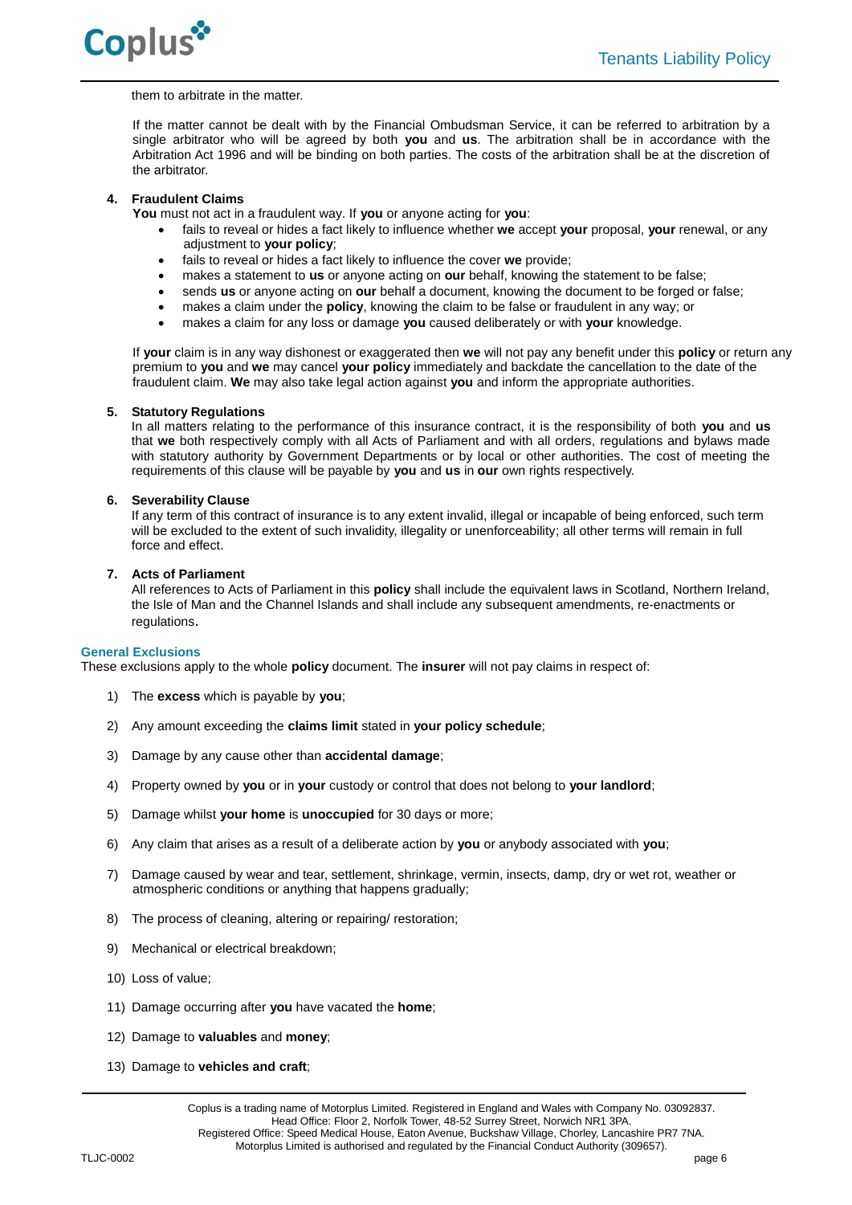them to arbitrate in the matter.

If the matter cannot be dealt with by the Financial Ombudsman Service, it can be referred to arbitration by a single arbitrator who will be agreed by both **you** and **us**. The arbitration shall be in accordance with the Arbitration Act 1996 and will be binding on both parties. The costs of the arbitration shall be at the discretion of the arbitrator.

4. **Fraudulent Claims**
   **You** must not act in a fraudulent way. If **you** or anyone acting for **you**:
   - fails to reveal or hides a fact likely to influence whether **we** accept **your** proposal, **your** renewal, or any adjustment to **your policy**;
   - fails to reveal or hides a fact likely to influence the cover **we** provide;
   - makes a statement to **us** or anyone acting on **our** behalf, knowing the statement to be false;
   - sends **us** or anyone acting on **our** behalf a document, knowing the document to be forged or false;
   - makes a claim under the **policy**, knowing the claim to be false or fraudulent in any way; or
   - makes a claim for any loss or damage **you** caused deliberately or with **your** knowledge.

   If **your** claim is in any way dishonest or exaggerated then **we** will not pay any benefit under this **policy** or return any premium to **you** and **we** may cancel **your policy** immediately and backdate the cancellation to the date of the fraudulent claim. **We** may also take legal action against **you** and inform the appropriate authorities.

5. **Statutory Regulations**
   In all matters relating to the performance of this insurance contract, it is the responsibility of both **you** and **us** that **we** both respectively comply with all Acts of Parliament and with all orders, regulations and bylaws made with statutory authority by Government Departments or by local or other authorities. The cost of meeting the requirements of this clause will be payable by **you** and **us** in **our** own rights respectively.

6. **Severability Clause**
   If any term of this contract of insurance is to any extent invalid, illegal or incapable of being enforced, such term will be excluded to the extent of such invalidity, illegality or unenforceability; all other terms will remain in full force and effect.

7. **Acts of Parliament**
   All references to Acts of Parliament in this **policy** shall include the equivalent laws in Scotland, Northern Ireland, the Isle of Man and the Channel Islands and shall include any subsequent amendments, re-enactments or regulations.

## General Exclusions

These exclusions apply to the whole **policy** document. The **insurer** will not pay claims in respect of:

1) The **excess** which is payable by **you**;
2) Any amount exceeding the **claims limit** stated in **your policy schedule**;
3) Damage by any cause other than **accidental damage**;
4) Property owned by **you** or in **your** custody or control that does not belong to **your landlord**;
5) Damage whilst **your home** is **unoccupied** for 30 days or more;
6) Any claim that arises as a result of a deliberate action by **you** or anybody associated with **you**;
7) Damage caused by wear and tear, settlement, shrinkage, vermin, insects, damp, dry or wet rot, weather or atmospheric conditions or anything that happens gradually;
8) The process of cleaning, altering or repairing/ restoration;
9) Mechanical or electrical breakdown;
10) Loss of value;
11) Damage occurring after **you** have vacated the **home**;
12) Damage to **valuables** and **money**;
13) Damage to **vehicles and craft**;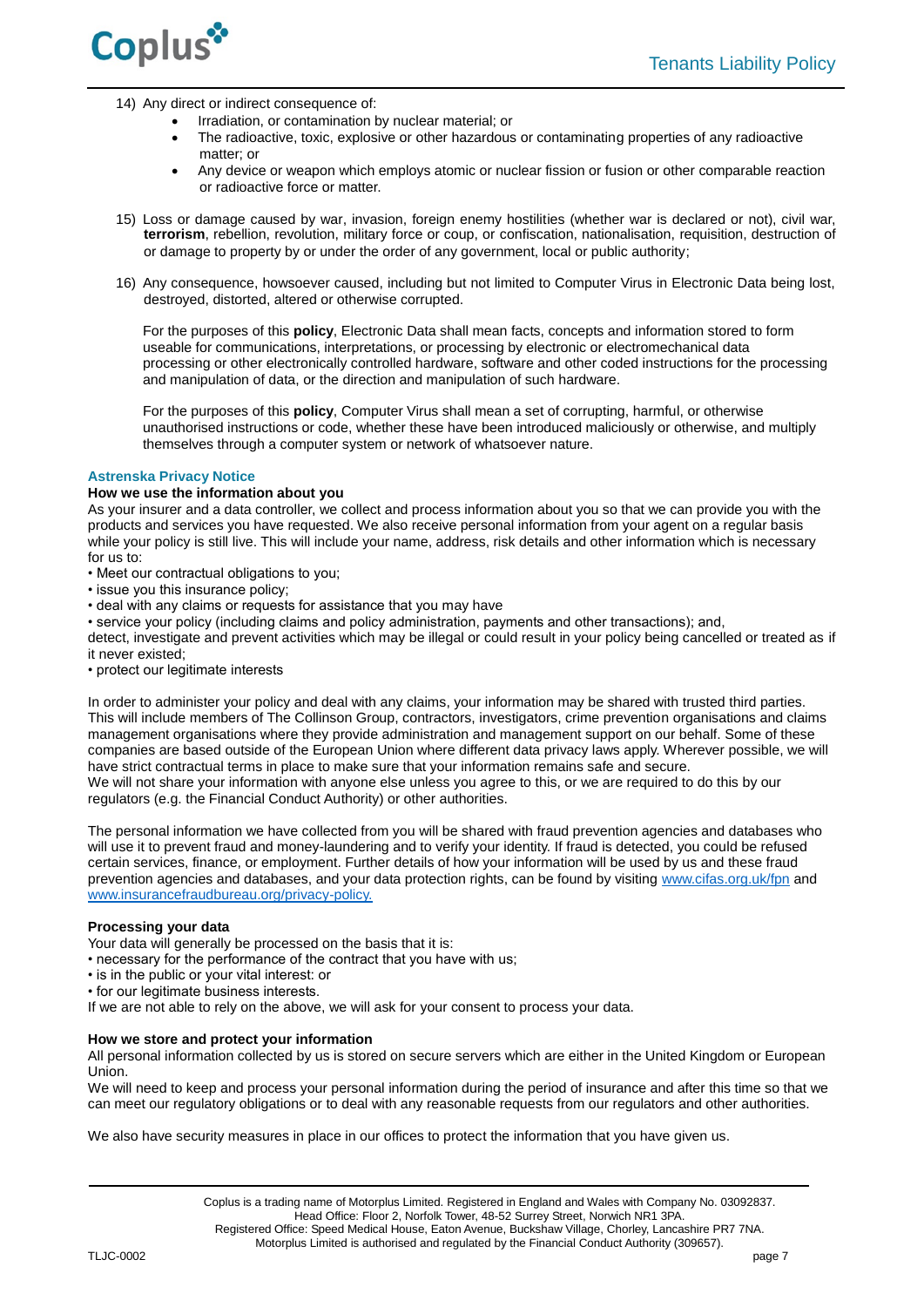14) Any direct or indirect consequence of:
    - Irradiation, or contamination by nuclear material; or
    - The radioactive, toxic, explosive or other hazardous or contaminating properties of any radioactive matter; or
    - Any device or weapon which employs atomic or nuclear fission or fusion or other comparable reaction or radioactive force or matter.

15) Loss or damage caused by war, invasion, foreign enemy hostilities (whether war is declared or not), civil war, **terrorism**, rebellion, revolution, military force or coup, or confiscation, nationalisation, requisition, destruction of or damage to property by or under the order of any government, local or public authority;

16) Any consequence, howsoever caused, including but not limited to Computer Virus in Electronic Data being lost, destroyed, distorted, altered or otherwise corrupted.

    For the purposes of this **policy**, Electronic Data shall mean facts, concepts and information stored to form useable for communications, interpretations, or processing by electronic or electromechanical data processing or other electronically controlled hardware, software and other coded instructions for the processing and manipulation of data, or the direction and manipulation of such hardware.

    For the purposes of this **policy**, Computer Virus shall mean a set of corrupting, harmful, or otherwise unauthorised instructions or code, whether these have been introduced maliciously or otherwise, and multiply themselves through a computer system or network of whatsoever nature.

## Astrenska Privacy Notice

### How we use the information about you

As your insurer and a data controller, we collect and process information about you so that we can provide you with the products and services you have requested. We also receive personal information from your agent on a regular basis while your policy is still live. This will include your name, address, risk details and other information which is necessary for us to:

- Meet our contractual obligations to you;
- issue you this insurance policy;
- deal with any claims or requests for assistance that you may have
- service your policy (including claims and policy administration, payments and other transactions); and,

detect, investigate and prevent activities which may be illegal or could result in your policy being cancelled or treated as if it never existed;

- protect our legitimate interests

In order to administer your policy and deal with any claims, your information may be shared with trusted third parties. This will include members of The Collinson Group, contractors, investigators, crime prevention organisations and claims management organisations where they provide administration and management support on our behalf. Some of these companies are based outside of the European Union where different data privacy laws apply. Wherever possible, we will have strict contractual terms in place to make sure that your information remains safe and secure.
We will not share your information with anyone else unless you agree to this, or we are required to do this by our regulators (e.g. the Financial Conduct Authority) or other authorities.

The personal information we have collected from you will be shared with fraud prevention agencies and databases who will use it to prevent fraud and money-laundering and to verify your identity. If fraud is detected, you could be refused certain services, finance, or employment. Further details of how your information will be used by us and these fraud prevention agencies and databases, and your data protection rights, can be found by visiting [www.cifas.org.uk/fpn](www.cifas.org.uk/fpn) and [www.insurancefraudbureau.org/privacy-policy.](www.insurancefraudbureau.org/privacy-policy)

### Processing your data

Your data will generally be processed on the basis that it is:

- necessary for the performance of the contract that you have with us;
- is in the public or your vital interest: or
- for our legitimate business interests.

If we are not able to rely on the above, we will ask for your consent to process your data.

### How we store and protect your information

All personal information collected by us is stored on secure servers which are either in the United Kingdom or European Union.
We will need to keep and process your personal information during the period of insurance and after this time so that we can meet our regulatory obligations or to deal with any reasonable requests from our regulators and other authorities.

We also have security measures in place in our offices to protect the information that you have given us.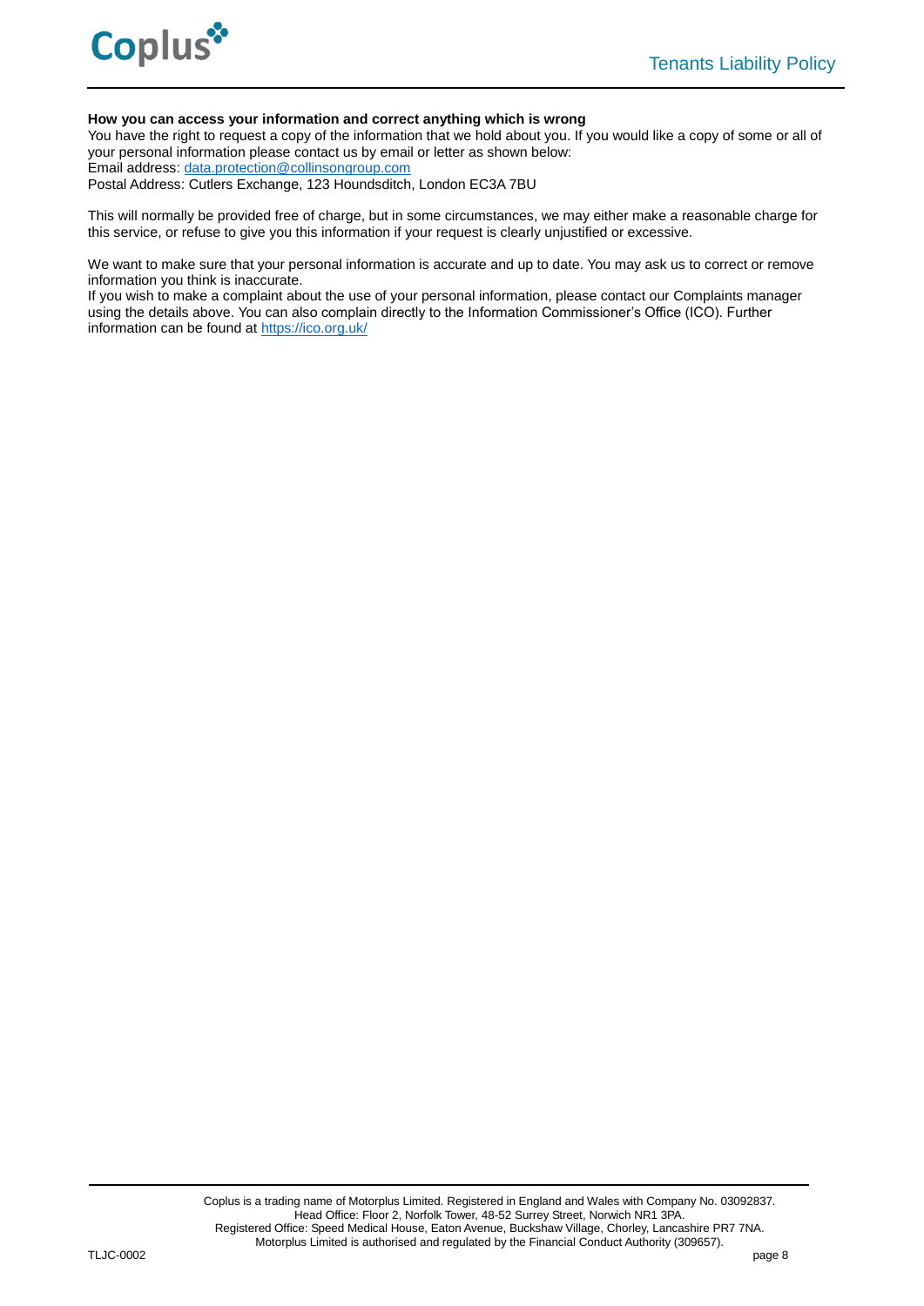**How you can access your information and correct anything which is wrong**

You have the right to request a copy of the information that we hold about you. If you would like a copy of some or all of your personal information please contact us by email or letter as shown below:

Email address: data.protection@collinsongroup.com

Postal Address: Cutlers Exchange, 123 Houndsditch, London EC3A 7BU

This will normally be provided free of charge, but in some circumstances, we may either make a reasonable charge for this service, or refuse to give you this information if your request is clearly unjustified or excessive.

We want to make sure that your personal information is accurate and up to date. You may ask us to correct or remove information you think is inaccurate.

If you wish to make a complaint about the use of your personal information, please contact our Complaints manager using the details above. You can also complain directly to the Information Commissioner's Office (ICO). Further information can be found at https://ico.org.uk/